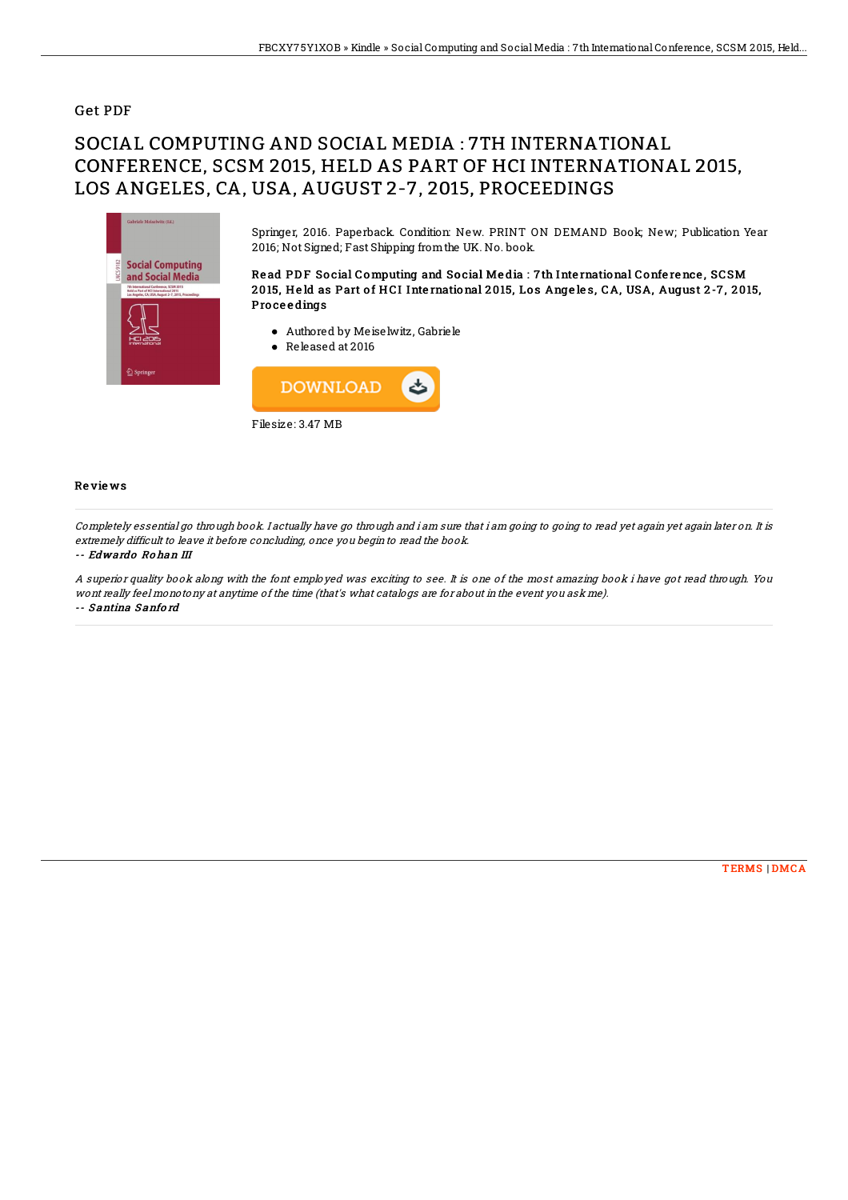Get PDF

# SOCIAL COMPUTING AND SOCIAL MEDIA : 7TH INTERNATIONAL CONFERENCE, SCSM 2015, HELD AS PART OF HCI INTERNATIONAL 2015, LOS ANGELES, CA, USA, AUGUST 2-7, 2015, PROCEEDINGS

Springer, 2016. Paperback. Condition: New. PRINT ON DEMAND Book; New; Publication Year 2016; Not Signed; Fast Shipping from the UK. No. book.

**Read PDF Social Computing and Social Media : 7th International Conference, SCSM 2015, Held as Part of HCI International 2015, Los Angeles, CA, USA, August 2-7, 2015, Proceedings**

- Authored by Meiselwitz, Gabriele
- Released at 2016

DOWNLOAD

Filesize: 3.47 MB

## Reviews

*Completely essential go through book. I actually have go through and i am sure that i am going to going to read yet again yet again later on. It is extremely difficult to leave it before concluding, once you begin to read the book.*

-- ***Edwardo Rohan III***

*A superior quality book along with the font employed was exciting to see. It is one of the most amazing book i have got read through. You wont really feel monotony at anytime of the time (that's what catalogs are for about in the event you ask me).*

-- ***Santina Sanford***

TERMS | DMCA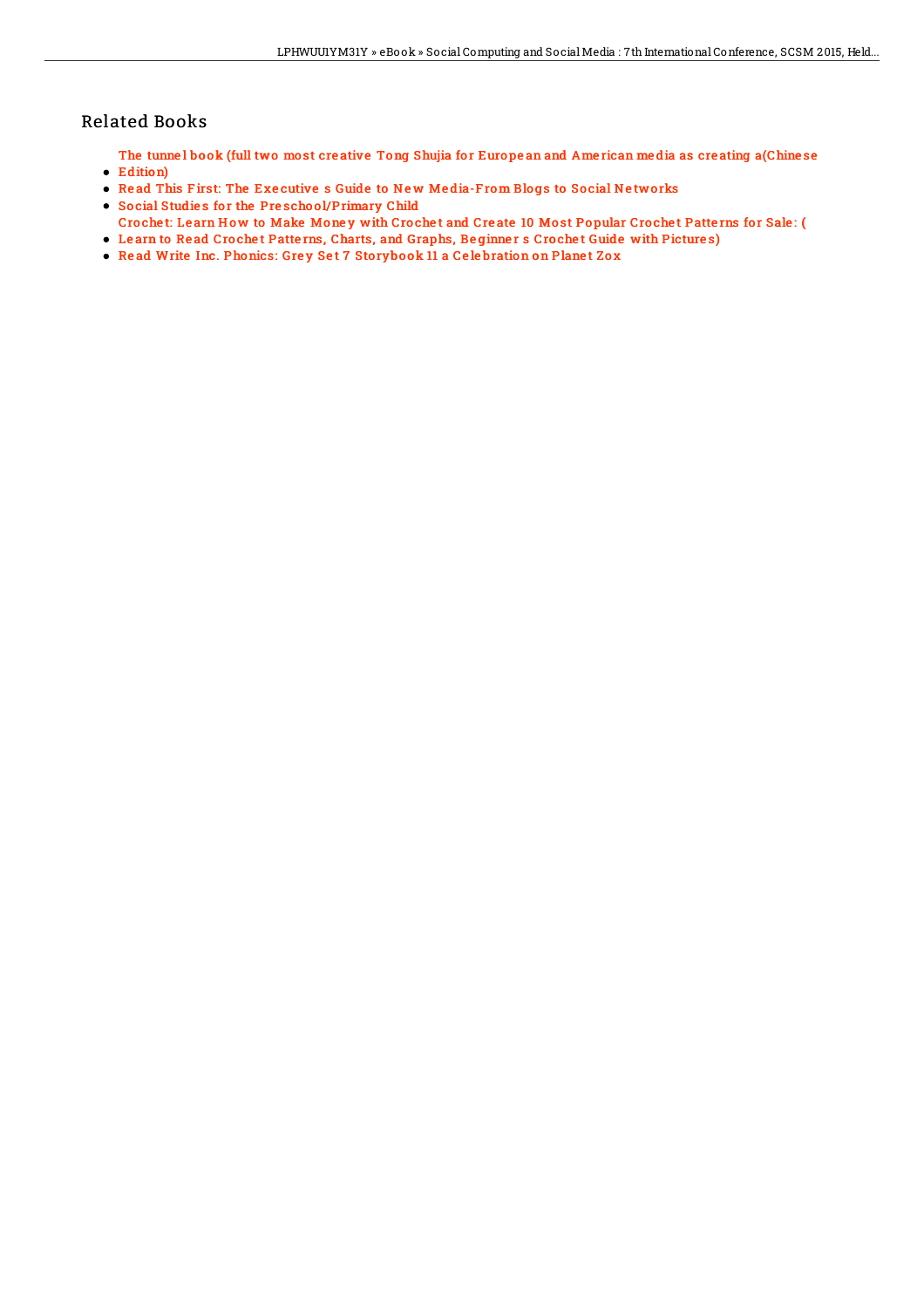## Related Books

- The tunnel book (full two most creative Tong Shujia for European and American media as creating a(Chinese Edition)
- Read This First: The Executive s Guide to New Media-From Blogs to Social Networks
- Social Studies for the Preschool/Primary Child
- Crochet: Learn How to Make Money with Crochet and Create 10 Most Popular Crochet Patterns for Sale: ( Learn to Read Crochet Patterns, Charts, and Graphs, Beginner s Crochet Guide with Pictures)
- Read Write Inc. Phonics: Grey Set 7 Storybook 11 a Celebration on Planet Zox